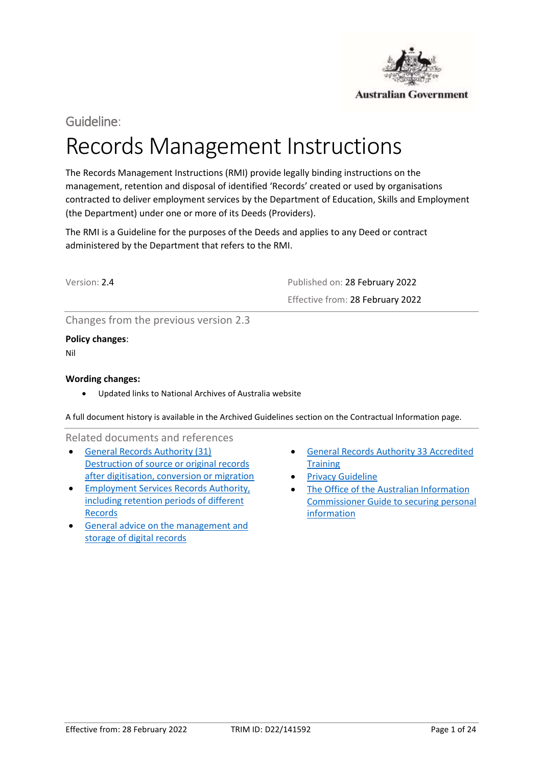Guideline:

# Records Management Instructions

The Records Management Instructions (RMI) provide legally binding instructions on the management, retention and disposal of identified 'Records' created or used by organisations contracted to deliver employment services by the Department of Education, Skills and Employment (the Department) under one or more of its Deeds (Providers).

The RMI is a Guideline for the purposes of the Deeds and applies to any Deed or contract administered by the Department that refers to the RMI.

Version: 2.4

Published on: 28 February 2022

Effective from: 28 February 2022

## Changes from the previous version 2.3

**Policy changes**:

Nil

**Wording changes:**

- Updated links to National Archives of Australia website

A full document history is available in the Archived Guidelines section on the Contractual Information page.

## Related documents and references

- General Records Authority (31) Destruction of source or original records after digitisation, conversion or migration
- Employment Services Records Authority, including retention periods of different Records
- General advice on the management and storage of digital records
- General Records Authority 33 Accredited Training
- Privacy Guideline
- The Office of the Australian Information Commissioner Guide to securing personal information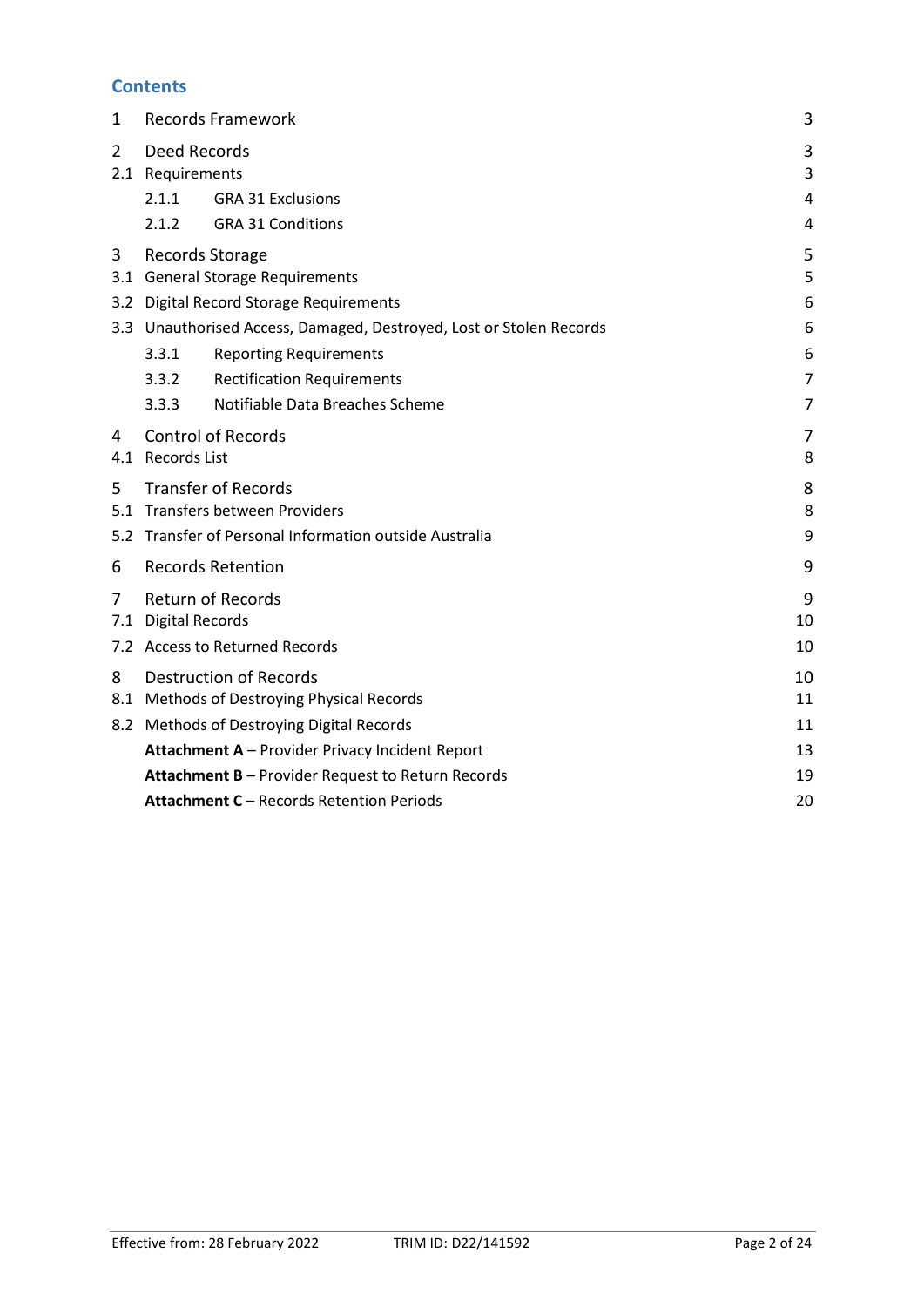## Contents

| | | |
|---|---|---|
| 1 | Records Framework | 3 |
| 2 | Deed Records | 3 |
| 2.1 | Requirements | 3 |
| 2.1.1 | GRA 31 Exclusions | 4 |
| 2.1.2 | GRA 31 Conditions | 4 |
| 3 | Records Storage | 5 |
| 3.1 | General Storage Requirements | 5 |
| 3.2 | Digital Record Storage Requirements | 6 |
| 3.3 | Unauthorised Access, Damaged, Destroyed, Lost or Stolen Records | 6 |
| 3.3.1 | Reporting Requirements | 6 |
| 3.3.2 | Rectification Requirements | 7 |
| 3.3.3 | Notifiable Data Breaches Scheme | 7 |
| 4 | Control of Records | 7 |
| 4.1 | Records List | 8 |
| 5 | Transfer of Records | 8 |
| 5.1 | Transfers between Providers | 8 |
| 5.2 | Transfer of Personal Information outside Australia | 9 |
| 6 | Records Retention | 9 |
| 7 | Return of Records | 9 |
| 7.1 | Digital Records | 10 |
| 7.2 | Access to Returned Records | 10 |
| 8 | Destruction of Records | 10 |
| 8.1 | Methods of Destroying Physical Records | 11 |
| 8.2 | Methods of Destroying Digital Records | 11 |
| | **Attachment A** – Provider Privacy Incident Report | 13 |
| | **Attachment B** – Provider Request to Return Records | 19 |
| | **Attachment C** – Records Retention Periods | 20 |

Effective from: 28 February 2022 TRIM ID: D22/141592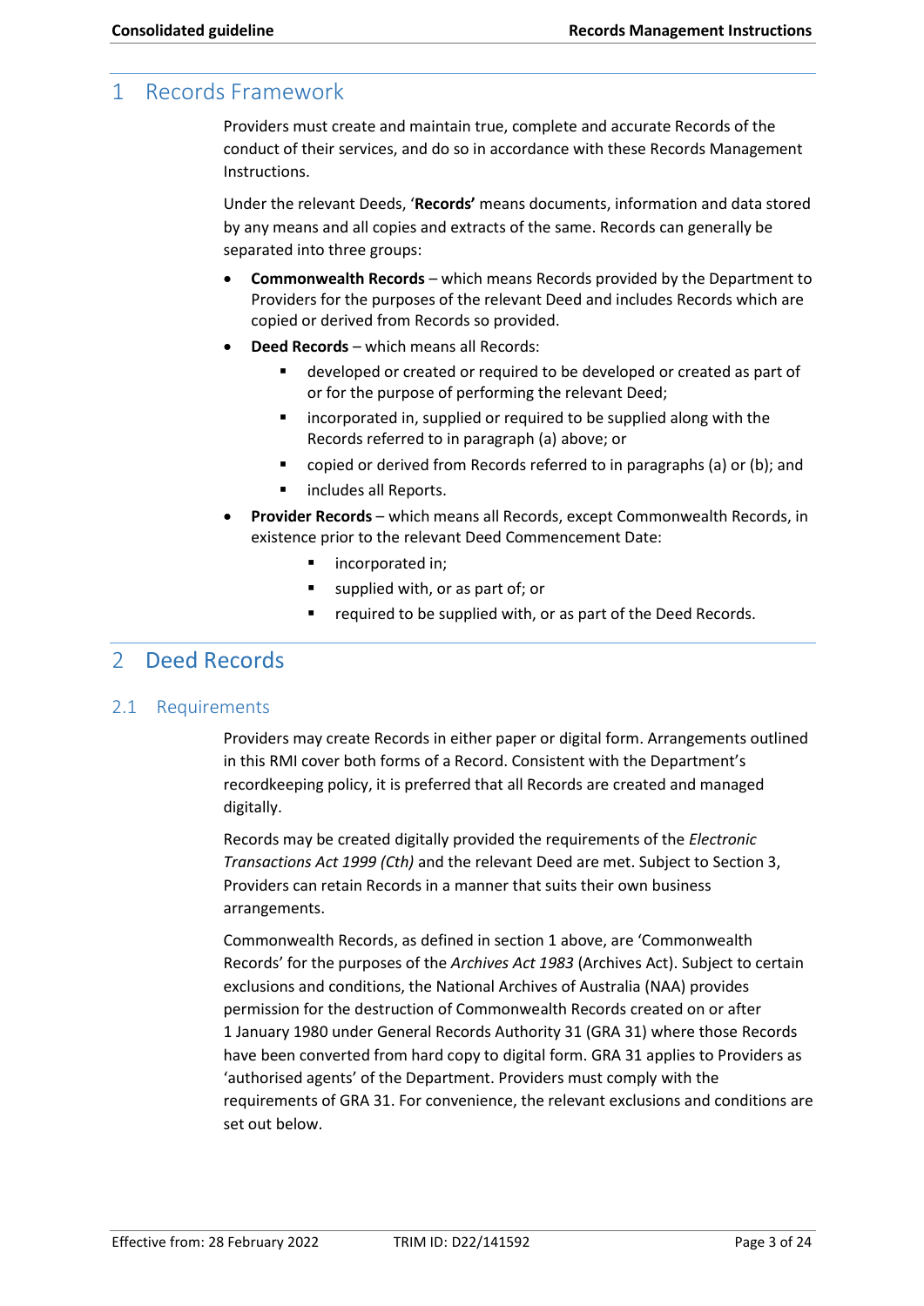# 1 Records Framework

Providers must create and maintain true, complete and accurate Records of the conduct of their services, and do so in accordance with these Records Management Instructions.

Under the relevant Deeds, '**Records'** means documents, information and data stored by any means and all copies and extracts of the same. Records can generally be separated into three groups:

- **Commonwealth Records** – which means Records provided by the Department to Providers for the purposes of the relevant Deed and includes Records which are copied or derived from Records so provided.
- **Deed Records** – which means all Records:
  - developed or created or required to be developed or created as part of or for the purpose of performing the relevant Deed;
  - incorporated in, supplied or required to be supplied along with the Records referred to in paragraph (a) above; or
  - copied or derived from Records referred to in paragraphs (a) or (b); and
  - includes all Reports.
- **Provider Records** – which means all Records, except Commonwealth Records, in existence prior to the relevant Deed Commencement Date:
  - incorporated in;
  - supplied with, or as part of; or
  - required to be supplied with, or as part of the Deed Records.

# 2 Deed Records

## 2.1 Requirements

Providers may create Records in either paper or digital form. Arrangements outlined in this RMI cover both forms of a Record. Consistent with the Department's recordkeeping policy, it is preferred that all Records are created and managed digitally.

Records may be created digitally provided the requirements of the *Electronic Transactions Act 1999 (Cth)* and the relevant Deed are met. Subject to Section 3, Providers can retain Records in a manner that suits their own business arrangements.

Commonwealth Records, as defined in section 1 above, are 'Commonwealth Records' for the purposes of the *Archives Act 1983* (Archives Act). Subject to certain exclusions and conditions, the National Archives of Australia (NAA) provides permission for the destruction of Commonwealth Records created on or after 1 January 1980 under General Records Authority 31 (GRA 31) where those Records have been converted from hard copy to digital form. GRA 31 applies to Providers as 'authorised agents' of the Department. Providers must comply with the requirements of GRA 31. For convenience, the relevant exclusions and conditions are set out below.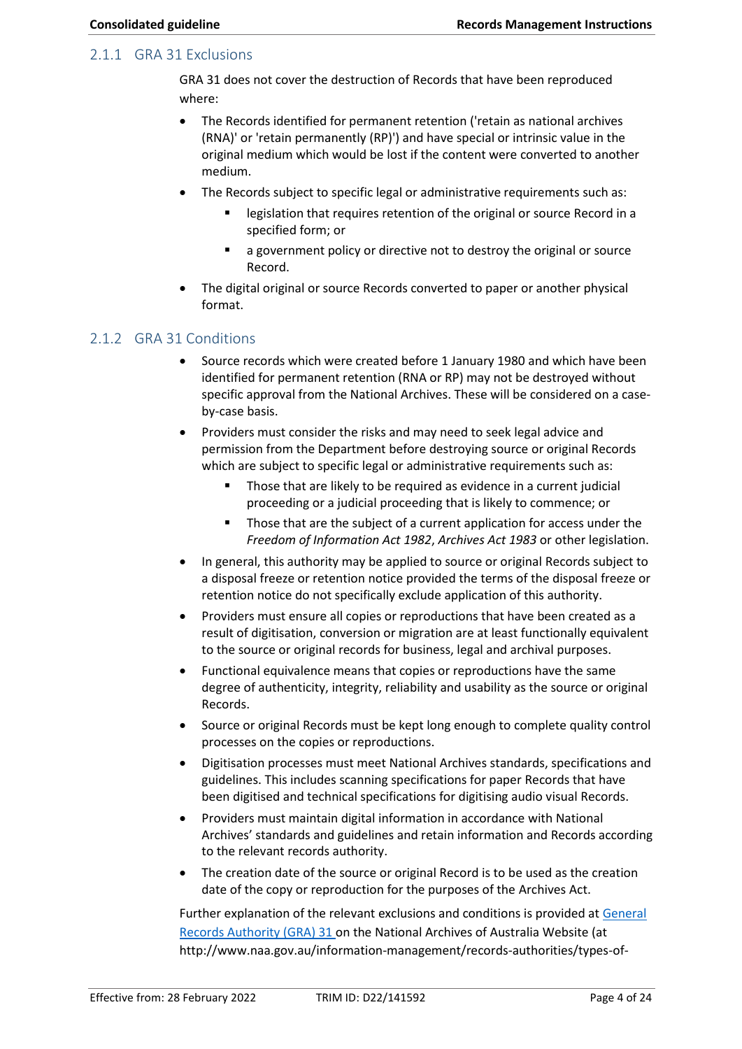### 2.1.1 GRA 31 Exclusions

GRA 31 does not cover the destruction of Records that have been reproduced where:

- The Records identified for permanent retention ('retain as national archives (RNA)' or 'retain permanently (RP)') and have special or intrinsic value in the original medium which would be lost if the content were converted to another medium.
- The Records subject to specific legal or administrative requirements such as:
  - legislation that requires retention of the original or source Record in a specified form; or
  - a government policy or directive not to destroy the original or source Record.
- The digital original or source Records converted to paper or another physical format.

### 2.1.2 GRA 31 Conditions

- Source records which were created before 1 January 1980 and which have been identified for permanent retention (RNA or RP) may not be destroyed without specific approval from the National Archives. These will be considered on a case-by-case basis.
- Providers must consider the risks and may need to seek legal advice and permission from the Department before destroying source or original Records which are subject to specific legal or administrative requirements such as:
  - Those that are likely to be required as evidence in a current judicial proceeding or a judicial proceeding that is likely to commence; or
  - Those that are the subject of a current application for access under the *Freedom of Information Act 1982*, *Archives Act 1983* or other legislation.
- In general, this authority may be applied to source or original Records subject to a disposal freeze or retention notice provided the terms of the disposal freeze or retention notice do not specifically exclude application of this authority.
- Providers must ensure all copies or reproductions that have been created as a result of digitisation, conversion or migration are at least functionally equivalent to the source or original records for business, legal and archival purposes.
- Functional equivalence means that copies or reproductions have the same degree of authenticity, integrity, reliability and usability as the source or original Records.
- Source or original Records must be kept long enough to complete quality control processes on the copies or reproductions.
- Digitisation processes must meet National Archives standards, specifications and guidelines. This includes scanning specifications for paper Records that have been digitised and technical specifications for digitising audio visual Records.
- Providers must maintain digital information in accordance with National Archives' standards and guidelines and retain information and Records according to the relevant records authority.
- The creation date of the source or original Record is to be used as the creation date of the copy or reproduction for the purposes of the Archives Act.

Further explanation of the relevant exclusions and conditions is provided at General Records Authority (GRA) 31 on the National Archives of Australia Website (at http://www.naa.gov.au/information-management/records-authorities/types-of-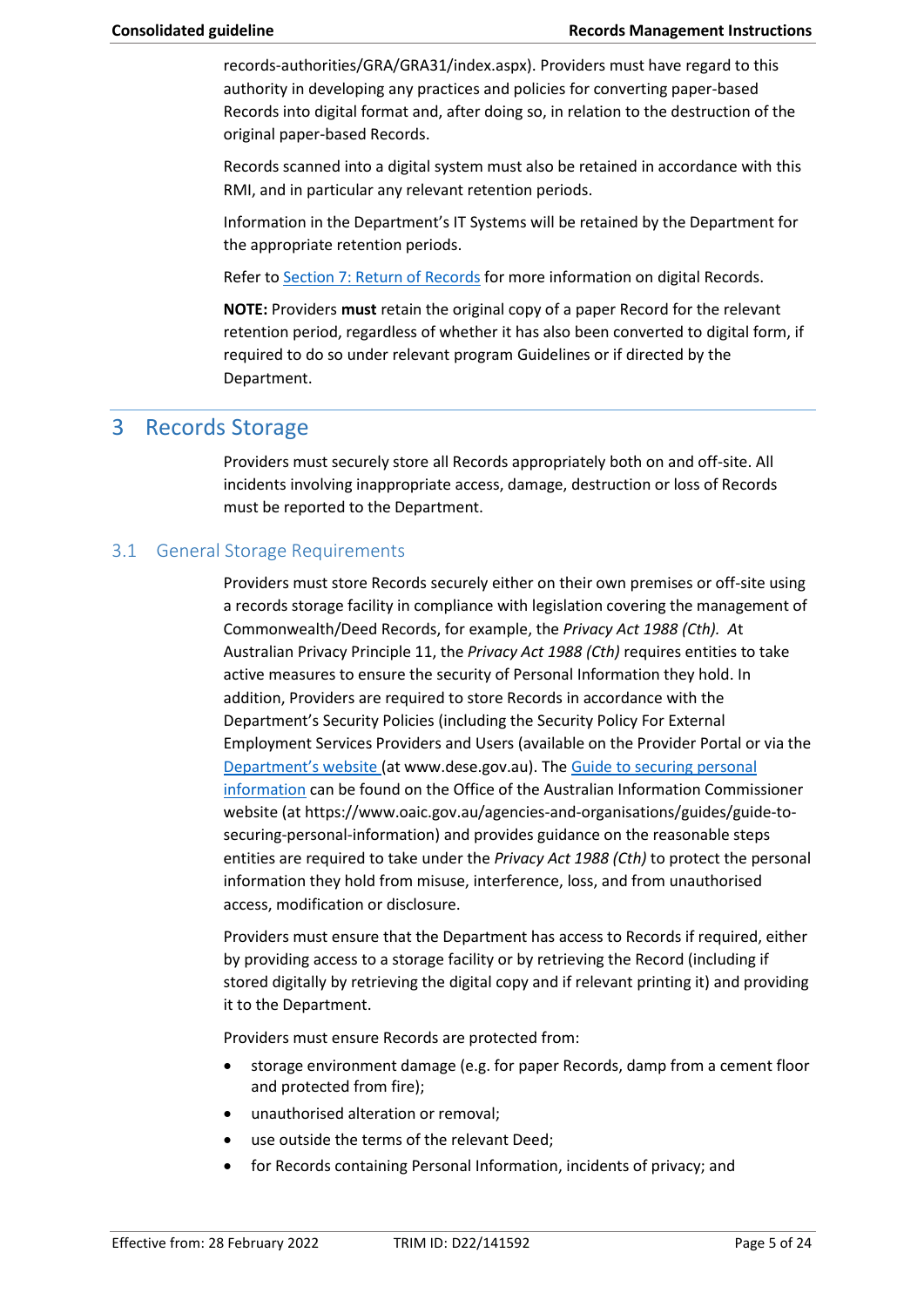records-authorities/GRA/GRA31/index.aspx). Providers must have regard to this authority in developing any practices and policies for converting paper-based Records into digital format and, after doing so, in relation to the destruction of the original paper-based Records.

Records scanned into a digital system must also be retained in accordance with this RMI, and in particular any relevant retention periods.

Information in the Department's IT Systems will be retained by the Department for the appropriate retention periods.

Refer to Section 7: Return of Records for more information on digital Records.

**NOTE:** Providers **must** retain the original copy of a paper Record for the relevant retention period, regardless of whether it has also been converted to digital form, if required to do so under relevant program Guidelines or if directed by the Department.

# 3 Records Storage

Providers must securely store all Records appropriately both on and off-site. All incidents involving inappropriate access, damage, destruction or loss of Records must be reported to the Department.

## 3.1 General Storage Requirements

Providers must store Records securely either on their own premises or off-site using a records storage facility in compliance with legislation covering the management of Commonwealth/Deed Records, for example, the *Privacy Act 1988 (Cth). At* Australian Privacy Principle 11, the *Privacy Act 1988 (Cth)* requires entities to take active measures to ensure the security of Personal Information they hold. In addition, Providers are required to store Records in accordance with the Department's Security Policies (including the Security Policy For External Employment Services Providers and Users (available on the Provider Portal or via the Department's website (at www.dese.gov.au). The Guide to securing personal information can be found on the Office of the Australian Information Commissioner website (at https://www.oaic.gov.au/agencies-and-organisations/guides/guide-to-securing-personal-information) and provides guidance on the reasonable steps entities are required to take under the *Privacy Act 1988 (Cth)* to protect the personal information they hold from misuse, interference, loss, and from unauthorised access, modification or disclosure.

Providers must ensure that the Department has access to Records if required, either by providing access to a storage facility or by retrieving the Record (including if stored digitally by retrieving the digital copy and if relevant printing it) and providing it to the Department.

Providers must ensure Records are protected from:

- storage environment damage (e.g. for paper Records, damp from a cement floor and protected from fire);
- unauthorised alteration or removal;
- use outside the terms of the relevant Deed;
- for Records containing Personal Information, incidents of privacy; and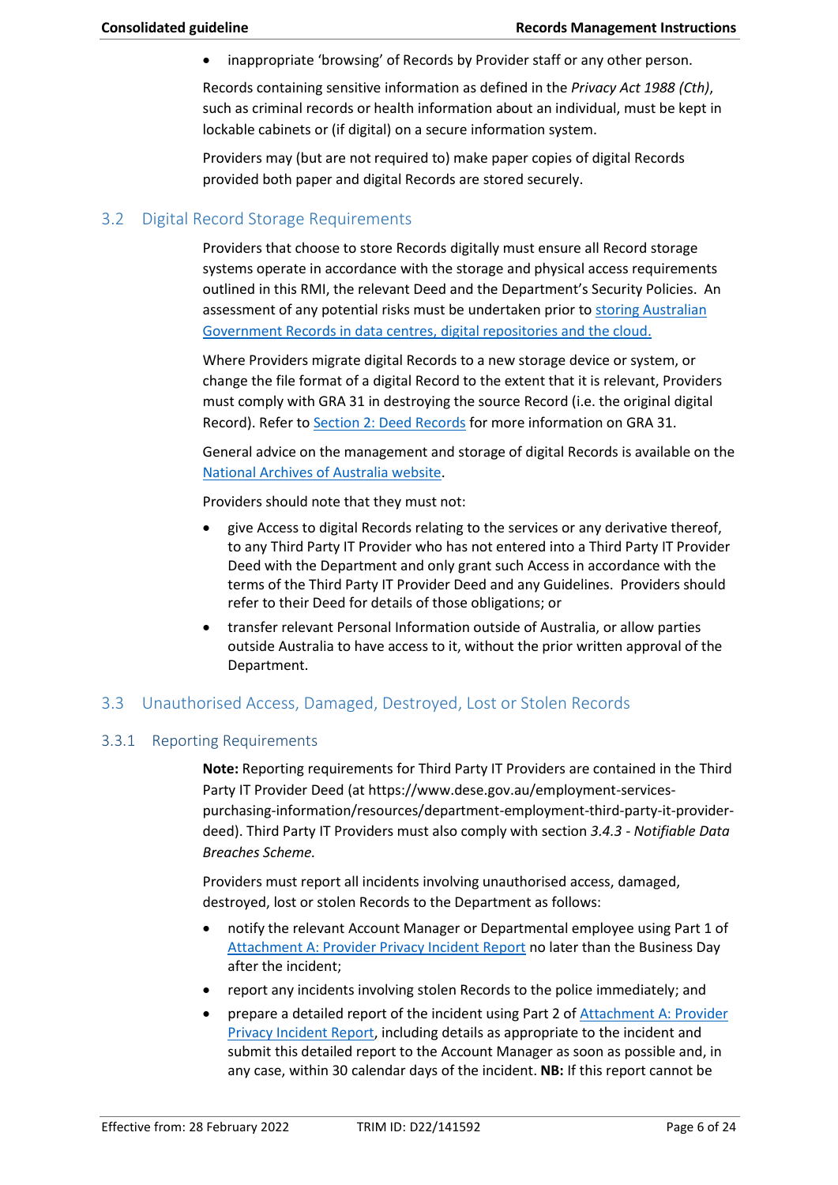- inappropriate 'browsing' of Records by Provider staff or any other person.

Records containing sensitive information as defined in the *Privacy Act 1988 (Cth)*, such as criminal records or health information about an individual, must be kept in lockable cabinets or (if digital) on a secure information system.

Providers may (but are not required to) make paper copies of digital Records provided both paper and digital Records are stored securely.

## 3.2 Digital Record Storage Requirements

Providers that choose to store Records digitally must ensure all Record storage systems operate in accordance with the storage and physical access requirements outlined in this RMI, the relevant Deed and the Department's Security Policies. An assessment of any potential risks must be undertaken prior to storing Australian Government Records in data centres, digital repositories and the cloud.

Where Providers migrate digital Records to a new storage device or system, or change the file format of a digital Record to the extent that it is relevant, Providers must comply with GRA 31 in destroying the source Record (i.e. the original digital Record). Refer to Section 2: Deed Records for more information on GRA 31.

General advice on the management and storage of digital Records is available on the National Archives of Australia website.

Providers should note that they must not:

- give Access to digital Records relating to the services or any derivative thereof, to any Third Party IT Provider who has not entered into a Third Party IT Provider Deed with the Department and only grant such Access in accordance with the terms of the Third Party IT Provider Deed and any Guidelines. Providers should refer to their Deed for details of those obligations; or
- transfer relevant Personal Information outside of Australia, or allow parties outside Australia to have access to it, without the prior written approval of the Department.

## 3.3 Unauthorised Access, Damaged, Destroyed, Lost or Stolen Records

### 3.3.1 Reporting Requirements

**Note:** Reporting requirements for Third Party IT Providers are contained in the Third Party IT Provider Deed (at https://www.dese.gov.au/employment-services-purchasing-information/resources/department-employment-third-party-it-provider-deed). Third Party IT Providers must also comply with section *3.4.3 - Notifiable Data Breaches Scheme.*

Providers must report all incidents involving unauthorised access, damaged, destroyed, lost or stolen Records to the Department as follows:

- notify the relevant Account Manager or Departmental employee using Part 1 of Attachment A: Provider Privacy Incident Report no later than the Business Day after the incident;
- report any incidents involving stolen Records to the police immediately; and
- prepare a detailed report of the incident using Part 2 of Attachment A: Provider Privacy Incident Report, including details as appropriate to the incident and submit this detailed report to the Account Manager as soon as possible and, in any case, within 30 calendar days of the incident. **NB:** If this report cannot be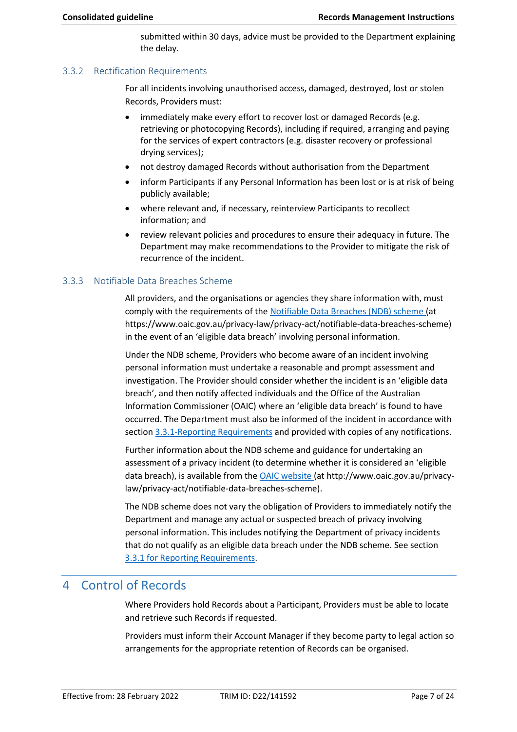submitted within 30 days, advice must be provided to the Department explaining the delay.

### 3.3.2 Rectification Requirements

For all incidents involving unauthorised access, damaged, destroyed, lost or stolen Records, Providers must:

- immediately make every effort to recover lost or damaged Records (e.g. retrieving or photocopying Records), including if required, arranging and paying for the services of expert contractors (e.g. disaster recovery or professional drying services);
- not destroy damaged Records without authorisation from the Department
- inform Participants if any Personal Information has been lost or is at risk of being publicly available;
- where relevant and, if necessary, reinterview Participants to recollect information; and
- review relevant policies and procedures to ensure their adequacy in future. The Department may make recommendations to the Provider to mitigate the risk of recurrence of the incident.

### 3.3.3 Notifiable Data Breaches Scheme

All providers, and the organisations or agencies they share information with, must comply with the requirements of the Notifiable Data Breaches (NDB) scheme (at https://www.oaic.gov.au/privacy-law/privacy-act/notifiable-data-breaches-scheme) in the event of an 'eligible data breach' involving personal information.

Under the NDB scheme, Providers who become aware of an incident involving personal information must undertake a reasonable and prompt assessment and investigation. The Provider should consider whether the incident is an 'eligible data breach', and then notify affected individuals and the Office of the Australian Information Commissioner (OAIC) where an 'eligible data breach' is found to have occurred. The Department must also be informed of the incident in accordance with section 3.3.1-Reporting Requirements and provided with copies of any notifications.

Further information about the NDB scheme and guidance for undertaking an assessment of a privacy incident (to determine whether it is considered an 'eligible data breach), is available from the OAIC website (at http://www.oaic.gov.au/privacy-law/privacy-act/notifiable-data-breaches-scheme).

The NDB scheme does not vary the obligation of Providers to immediately notify the Department and manage any actual or suspected breach of privacy involving personal information. This includes notifying the Department of privacy incidents that do not qualify as an eligible data breach under the NDB scheme. See section 3.3.1 for Reporting Requirements.

# 4 Control of Records

Where Providers hold Records about a Participant, Providers must be able to locate and retrieve such Records if requested.

Providers must inform their Account Manager if they become party to legal action so arrangements for the appropriate retention of Records can be organised.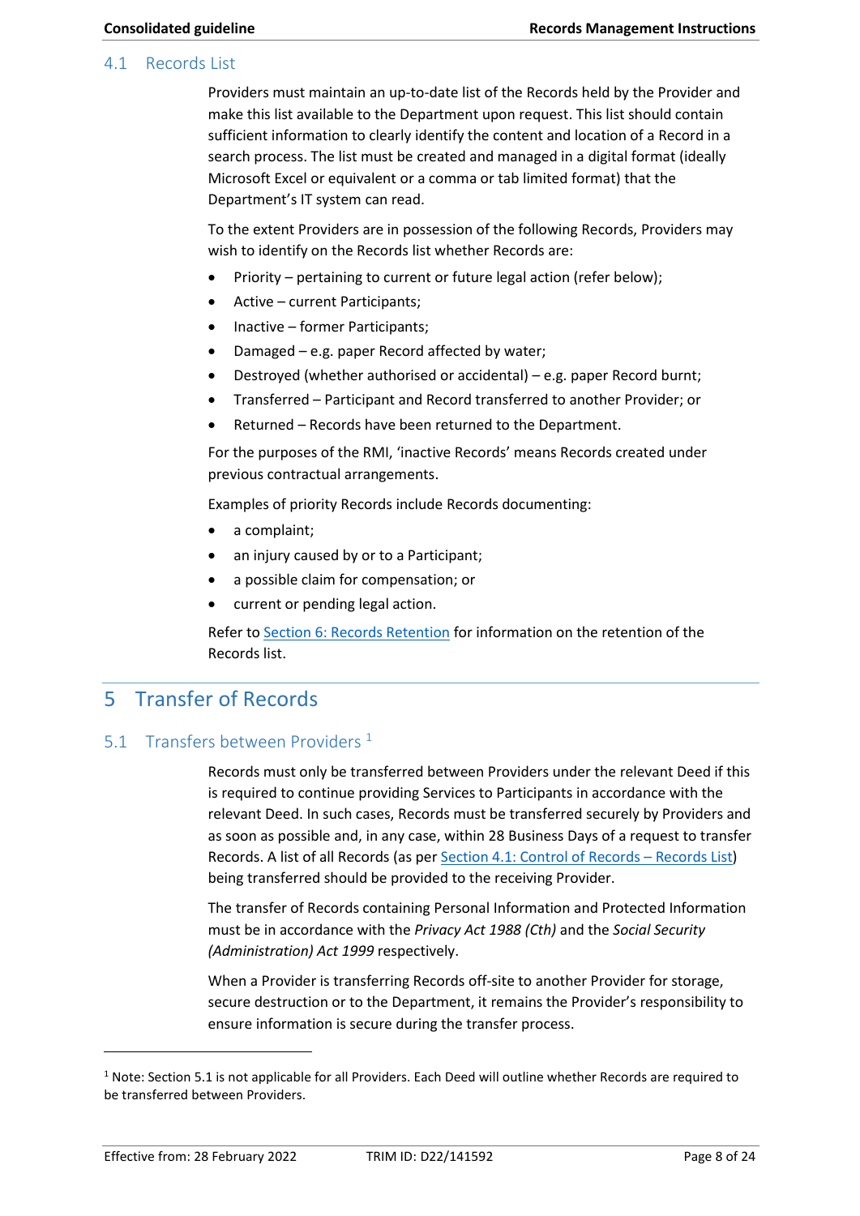## 4.1 Records List

Providers must maintain an up-to-date list of the Records held by the Provider and make this list available to the Department upon request. This list should contain sufficient information to clearly identify the content and location of a Record in a search process. The list must be created and managed in a digital format (ideally Microsoft Excel or equivalent or a comma or tab limited format) that the Department's IT system can read.

To the extent Providers are in possession of the following Records, Providers may wish to identify on the Records list whether Records are:

- Priority – pertaining to current or future legal action (refer below);
- Active – current Participants;
- Inactive – former Participants;
- Damaged – e.g. paper Record affected by water;
- Destroyed (whether authorised or accidental) – e.g. paper Record burnt;
- Transferred – Participant and Record transferred to another Provider; or
- Returned – Records have been returned to the Department.

For the purposes of the RMI, 'inactive Records' means Records created under previous contractual arrangements.

Examples of priority Records include Records documenting:

- a complaint;
- an injury caused by or to a Participant;
- a possible claim for compensation; or
- current or pending legal action.

Refer to Section 6: Records Retention for information on the retention of the Records list.

# 5 Transfer of Records

## 5.1 Transfers between Providers [1]

Records must only be transferred between Providers under the relevant Deed if this is required to continue providing Services to Participants in accordance with the relevant Deed. In such cases, Records must be transferred securely by Providers and as soon as possible and, in any case, within 28 Business Days of a request to transfer Records. A list of all Records (as per Section 4.1: Control of Records – Records List) being transferred should be provided to the receiving Provider.

The transfer of Records containing Personal Information and Protected Information must be in accordance with the *Privacy Act 1988 (Cth)* and the *Social Security (Administration) Act 1999* respectively.

When a Provider is transferring Records off-site to another Provider for storage, secure destruction or to the Department, it remains the Provider's responsibility to ensure information is secure during the transfer process.

[1] Note: Section 5.1 is not applicable for all Providers. Each Deed will outline whether Records are required to be transferred between Providers.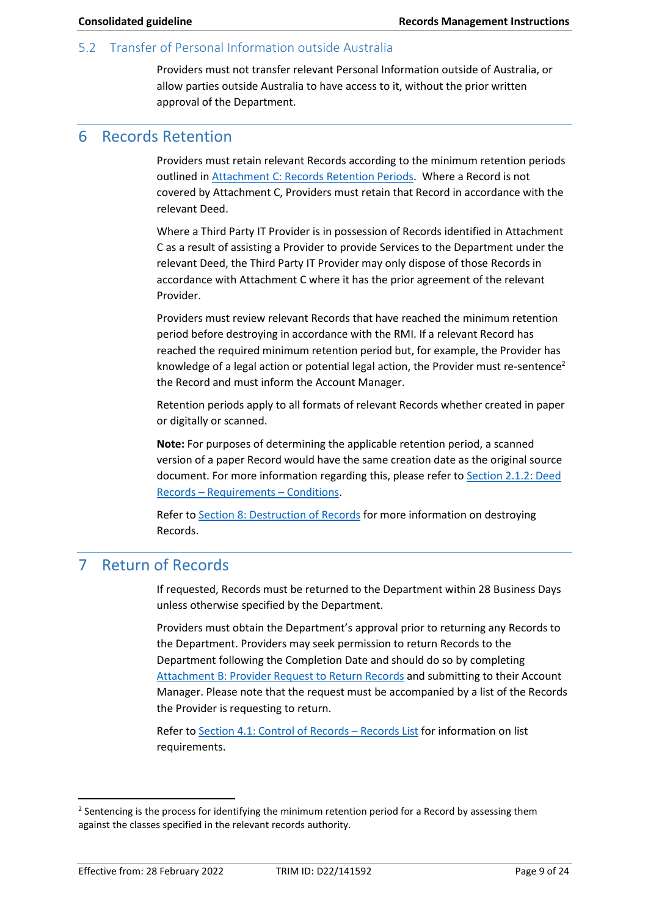### 5.2 Transfer of Personal Information outside Australia

Providers must not transfer relevant Personal Information outside of Australia, or allow parties outside Australia to have access to it, without the prior written approval of the Department.

## 6 Records Retention

Providers must retain relevant Records according to the minimum retention periods outlined in Attachment C: Records Retention Periods. Where a Record is not covered by Attachment C, Providers must retain that Record in accordance with the relevant Deed.

Where a Third Party IT Provider is in possession of Records identified in Attachment C as a result of assisting a Provider to provide Services to the Department under the relevant Deed, the Third Party IT Provider may only dispose of those Records in accordance with Attachment C where it has the prior agreement of the relevant Provider.

Providers must review relevant Records that have reached the minimum retention period before destroying in accordance with the RMI. If a relevant Record has reached the required minimum retention period but, for example, the Provider has knowledge of a legal action or potential legal action, the Provider must re-sentence[2] the Record and must inform the Account Manager.

Retention periods apply to all formats of relevant Records whether created in paper or digitally or scanned.

**Note:** For purposes of determining the applicable retention period, a scanned version of a paper Record would have the same creation date as the original source document. For more information regarding this, please refer to Section 2.1.2: Deed Records – Requirements – Conditions.

Refer to Section 8: Destruction of Records for more information on destroying Records.

## 7 Return of Records

If requested, Records must be returned to the Department within 28 Business Days unless otherwise specified by the Department.

Providers must obtain the Department's approval prior to returning any Records to the Department. Providers may seek permission to return Records to the Department following the Completion Date and should do so by completing Attachment B: Provider Request to Return Records and submitting to their Account Manager. Please note that the request must be accompanied by a list of the Records the Provider is requesting to return.

Refer to Section 4.1: Control of Records – Records List for information on list requirements.

[2] Sentencing is the process for identifying the minimum retention period for a Record by assessing them against the classes specified in the relevant records authority.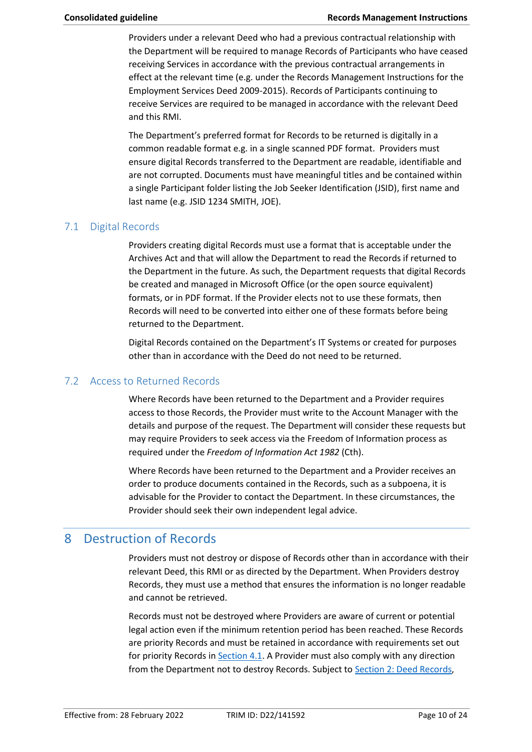Providers under a relevant Deed who had a previous contractual relationship with the Department will be required to manage Records of Participants who have ceased receiving Services in accordance with the previous contractual arrangements in effect at the relevant time (e.g. under the Records Management Instructions for the Employment Services Deed 2009-2015). Records of Participants continuing to receive Services are required to be managed in accordance with the relevant Deed and this RMI.

The Department's preferred format for Records to be returned is digitally in a common readable format e.g. in a single scanned PDF format. Providers must ensure digital Records transferred to the Department are readable, identifiable and are not corrupted. Documents must have meaningful titles and be contained within a single Participant folder listing the Job Seeker Identification (JSID), first name and last name (e.g. JSID 1234 SMITH, JOE).

## 7.1 Digital Records

Providers creating digital Records must use a format that is acceptable under the Archives Act and that will allow the Department to read the Records if returned to the Department in the future. As such, the Department requests that digital Records be created and managed in Microsoft Office (or the open source equivalent) formats, or in PDF format. If the Provider elects not to use these formats, then Records will need to be converted into either one of these formats before being returned to the Department.

Digital Records contained on the Department's IT Systems or created for purposes other than in accordance with the Deed do not need to be returned.

## 7.2 Access to Returned Records

Where Records have been returned to the Department and a Provider requires access to those Records, the Provider must write to the Account Manager with the details and purpose of the request. The Department will consider these requests but may require Providers to seek access via the Freedom of Information process as required under the *Freedom of Information Act 1982* (Cth).

Where Records have been returned to the Department and a Provider receives an order to produce documents contained in the Records, such as a subpoena, it is advisable for the Provider to contact the Department. In these circumstances, the Provider should seek their own independent legal advice.

# 8 Destruction of Records

Providers must not destroy or dispose of Records other than in accordance with their relevant Deed, this RMI or as directed by the Department. When Providers destroy Records, they must use a method that ensures the information is no longer readable and cannot be retrieved.

Records must not be destroyed where Providers are aware of current or potential legal action even if the minimum retention period has been reached. These Records are priority Records and must be retained in accordance with requirements set out for priority Records in Section 4.1. A Provider must also comply with any direction from the Department not to destroy Records. Subject to Section 2: Deed Records,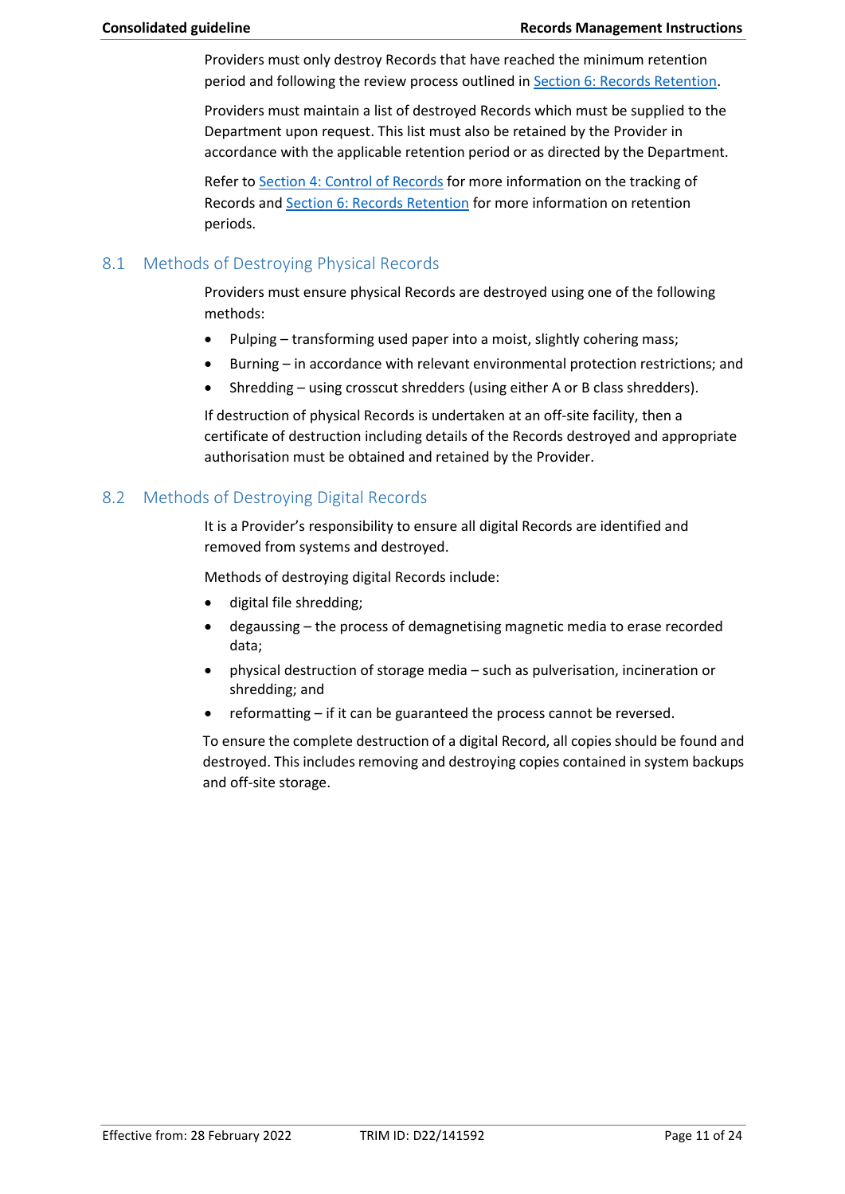Providers must only destroy Records that have reached the minimum retention period and following the review process outlined in Section 6: Records Retention.

Providers must maintain a list of destroyed Records which must be supplied to the Department upon request. This list must also be retained by the Provider in accordance with the applicable retention period or as directed by the Department.

Refer to Section 4: Control of Records for more information on the tracking of Records and Section 6: Records Retention for more information on retention periods.

## 8.1 Methods of Destroying Physical Records

Providers must ensure physical Records are destroyed using one of the following methods:

- Pulping – transforming used paper into a moist, slightly cohering mass;
- Burning – in accordance with relevant environmental protection restrictions; and
- Shredding – using crosscut shredders (using either A or B class shredders).

If destruction of physical Records is undertaken at an off-site facility, then a certificate of destruction including details of the Records destroyed and appropriate authorisation must be obtained and retained by the Provider.

## 8.2 Methods of Destroying Digital Records

It is a Provider's responsibility to ensure all digital Records are identified and removed from systems and destroyed.

Methods of destroying digital Records include:

- digital file shredding;
- degaussing – the process of demagnetising magnetic media to erase recorded data;
- physical destruction of storage media – such as pulverisation, incineration or shredding; and
- reformatting – if it can be guaranteed the process cannot be reversed.

To ensure the complete destruction of a digital Record, all copies should be found and destroyed. This includes removing and destroying copies contained in system backups and off-site storage.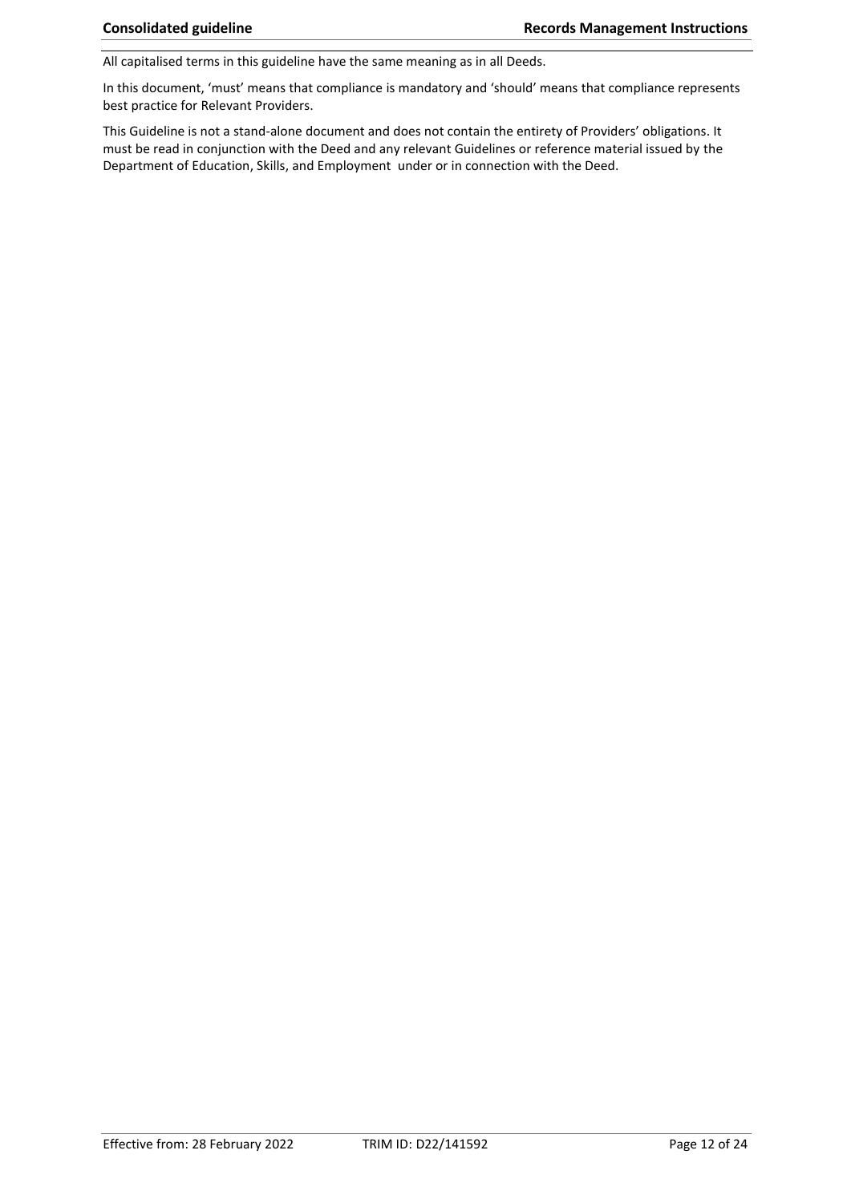All capitalised terms in this guideline have the same meaning as in all Deeds.

In this document, 'must' means that compliance is mandatory and 'should' means that compliance represents best practice for Relevant Providers.

This Guideline is not a stand-alone document and does not contain the entirety of Providers' obligations. It must be read in conjunction with the Deed and any relevant Guidelines or reference material issued by the Department of Education, Skills, and Employment under or in connection with the Deed.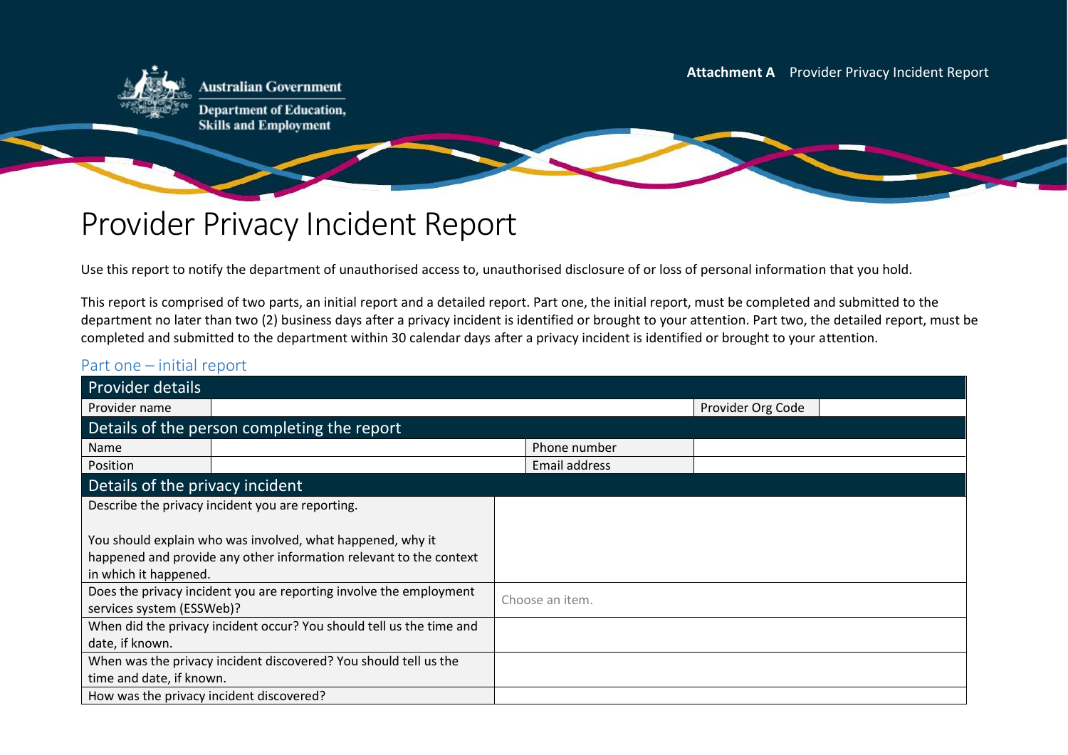**Attachment A** Provider Privacy Incident Report

# Provider Privacy Incident Report

Use this report to notify the department of unauthorised access to, unauthorised disclosure of or loss of personal information that you hold.

This report is comprised of two parts, an initial report and a detailed report. Part one, the initial report, must be completed and submitted to the department no later than two (2) business days after a privacy incident is identified or brought to your attention. Part two, the detailed report, must be completed and submitted to the department within 30 calendar days after a privacy incident is identified or brought to your attention.

## Part one – initial report

| Provider details | | | |
|---|---|---|---|
| Provider name | | Provider Org Code | |

| Details of the person completing the report | | | |
|---|---|---|---|
| Name | | Phone number | |
| Position | | Email address | |

| Details of the privacy incident | |
|---|---|
| Describe the privacy incident you are reporting.<br><br>You should explain who was involved, what happened, why it happened and provide any other information relevant to the context in which it happened. | |
| Does the privacy incident you are reporting involve the employment services system (ESSWeb)? | Choose an item. |
| When did the privacy incident occur? You should tell us the time and date, if known. | |
| When was the privacy incident discovered? You should tell us the time and date, if known. | |
| How was the privacy incident discovered? | |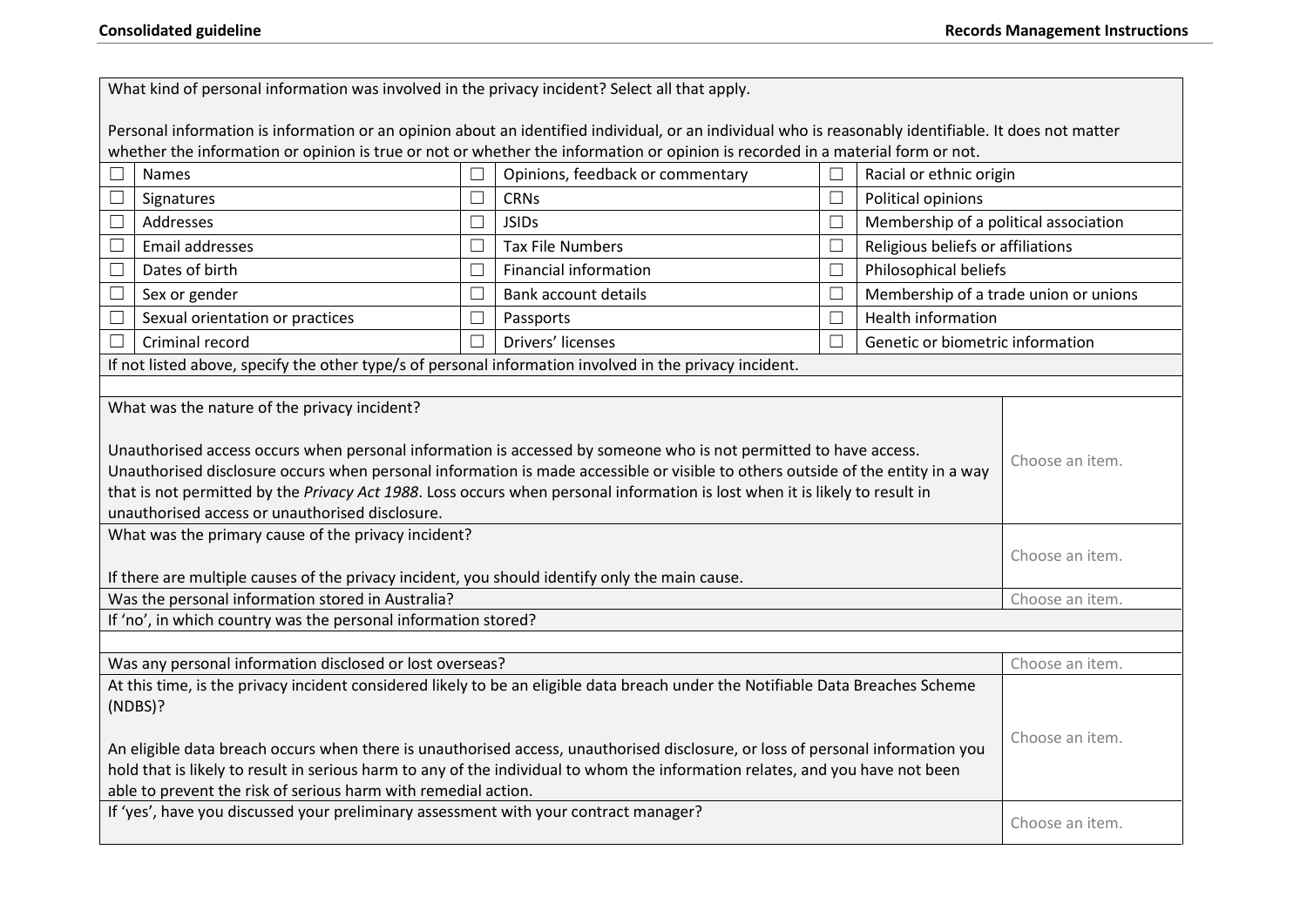| What kind of personal information was involved in the privacy incident? Select all that apply.<br><br>Personal information is information or an opinion about an identified individual, or an individual who is reasonably identifiable. It does not matter whether the information or opinion is true or not or whether the information or opinion is recorded in a material form or not. | | | | | |
|---|---|---|---|---|---|
| ☐ | Names | ☐ | Opinions, feedback or commentary | ☐ | Racial or ethnic origin |
| ☐ | Signatures | ☐ | CRNs | ☐ | Political opinions |
| ☐ | Addresses | ☐ | JSIDs | ☐ | Membership of a political association |
| ☐ | Email addresses | ☐ | Tax File Numbers | ☐ | Religious beliefs or affiliations |
| ☐ | Dates of birth | ☐ | Financial information | ☐ | Philosophical beliefs |
| ☐ | Sex or gender | ☐ | Bank account details | ☐ | Membership of a trade union or unions |
| ☐ | Sexual orientation or practices | ☐ | Passports | ☐ | Health information |
| ☐ | Criminal record | ☐ | Drivers' licenses | ☐ | Genetic or biometric information |
| If not listed above, specify the other type/s of personal information involved in the privacy incident. | | | | | |
| | | | | | |

| Question | Response |
|---|---|
| What was the nature of the privacy incident?<br><br>Unauthorised access occurs when personal information is accessed by someone who is not permitted to have access. Unauthorised disclosure occurs when personal information is made accessible or visible to others outside of the entity in a way that is not permitted by the *Privacy Act 1988*. Loss occurs when personal information is lost when it is likely to result in unauthorised access or unauthorised disclosure. | Choose an item. |
| What was the primary cause of the privacy incident?<br><br>If there are multiple causes of the privacy incident, you should identify only the main cause. | Choose an item. |
| Was the personal information stored in Australia? | Choose an item. |
| If 'no', in which country was the personal information stored? | |
| | |
| Was any personal information disclosed or lost overseas? | Choose an item. |
| At this time, is the privacy incident considered likely to be an eligible data breach under the Notifiable Data Breaches Scheme (NDBS)?<br><br>An eligible data breach occurs when there is unauthorised access, unauthorised disclosure, or loss of personal information you hold that is likely to result in serious harm to any of the individual to whom the information relates, and you have not been able to prevent the risk of serious harm with remedial action. | Choose an item. |
| If 'yes', have you discussed your preliminary assessment with your contract manager? | Choose an item. |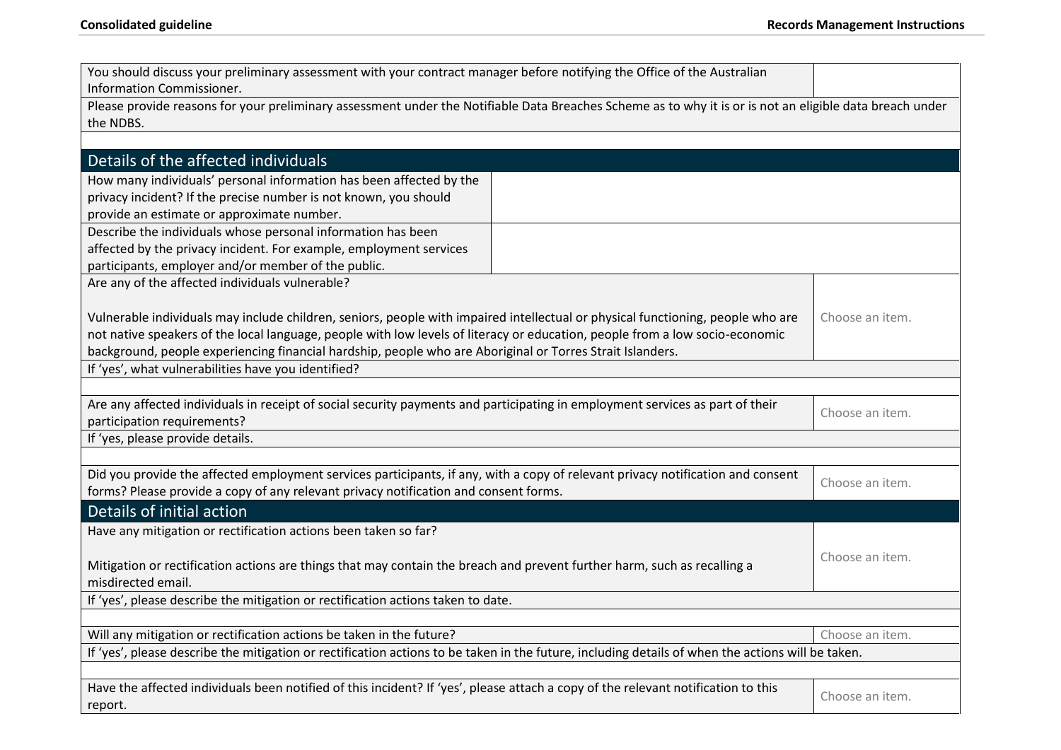| | |
|---|---|
| You should discuss your preliminary assessment with your contract manager before notifying the Office of the Australian Information Commissioner. | |
| Please provide reasons for your preliminary assessment under the Notifiable Data Breaches Scheme as to why it is or is not an eligible data breach under the NDBS. | |
| | |

## Details of the affected individuals

| | |
|---|---|
| How many individuals' personal information has been affected by the privacy incident? If the precise number is not known, you should provide an estimate or approximate number. | |
| Describe the individuals whose personal information has been affected by the privacy incident. For example, employment services participants, employer and/or member of the public. | |
| Are any of the affected individuals vulnerable?<br><br>Vulnerable individuals may include children, seniors, people with impaired intellectual or physical functioning, people who are not native speakers of the local language, people with low levels of literacy or education, people from a low socio-economic background, people experiencing financial hardship, people who are Aboriginal or Torres Strait Islanders. | Choose an item. |
| If 'yes', what vulnerabilities have you identified? | |
| | |
| Are any affected individuals in receipt of social security payments and participating in employment services as part of their participation requirements? | Choose an item. |
| If 'yes, please provide details. | |
| | |
| Did you provide the affected employment services participants, if any, with a copy of relevant privacy notification and consent forms? Please provide a copy of any relevant privacy notification and consent forms. | Choose an item. |

## Details of initial action

| | |
|---|---|
| Have any mitigation or rectification actions been taken so far?<br><br>Mitigation or rectification actions are things that may contain the breach and prevent further harm, such as recalling a misdirected email. | Choose an item. |
| If 'yes', please describe the mitigation or rectification actions taken to date. | |
| | |
| Will any mitigation or rectification actions be taken in the future? | Choose an item. |
| If 'yes', please describe the mitigation or rectification actions to be taken in the future, including details of when the actions will be taken. | |
| | |
| Have the affected individuals been notified of this incident? If 'yes', please attach a copy of the relevant notification to this report. | Choose an item. |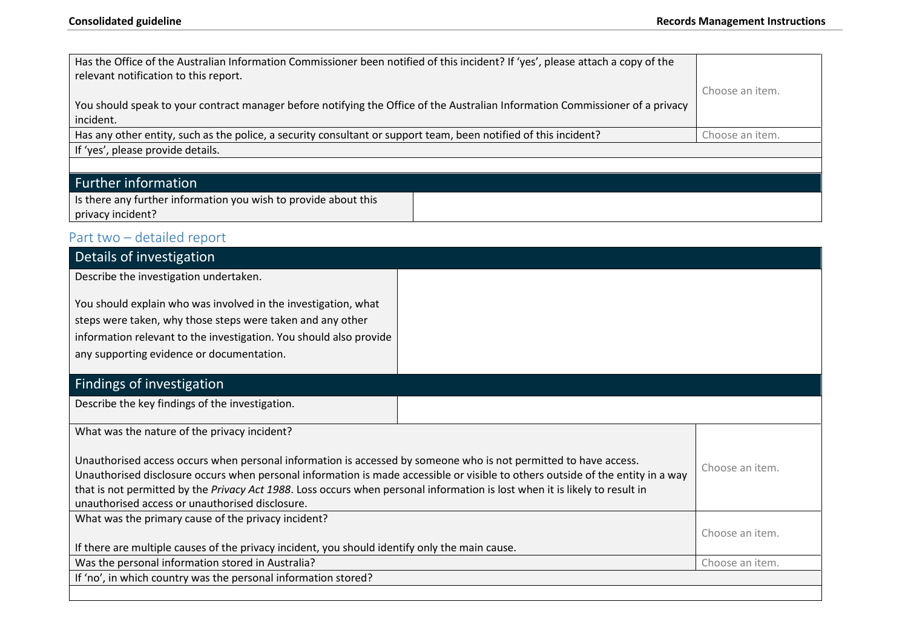| | |
|---|---|
| Has the Office of the Australian Information Commissioner been notified of this incident? If 'yes', please attach a copy of the relevant notification to this report.<br><br>You should speak to your contract manager before notifying the Office of the Australian Information Commissioner of a privacy incident. | Choose an item. |
| Has any other entity, such as the police, a security consultant or support team, been notified of this incident? | Choose an item. |
| If 'yes', please provide details. | |
| | |

| Further information | |
|---|---|
| Is there any further information you wish to provide about this privacy incident? | |

## Part two – detailed report

| Details of investigation | |
|---|---|
| Describe the investigation undertaken.<br><br>You should explain who was involved in the investigation, what steps were taken, why those steps were taken and any other information relevant to the investigation. You should also provide any supporting evidence or documentation. | |

| Findings of investigation | |
|---|---|
| Describe the key findings of the investigation. | |
| What was the nature of the privacy incident?<br><br>Unauthorised access occurs when personal information is accessed by someone who is not permitted to have access. Unauthorised disclosure occurs when personal information is made accessible or visible to others outside of the entity in a way that is not permitted by the *Privacy Act 1988*. Loss occurs when personal information is lost when it is likely to result in unauthorised access or unauthorised disclosure. | Choose an item. |
| What was the primary cause of the privacy incident?<br><br>If there are multiple causes of the privacy incident, you should identify only the main cause. | Choose an item. |
| Was the personal information stored in Australia? | Choose an item. |
| If 'no', in which country was the personal information stored? | |
| | |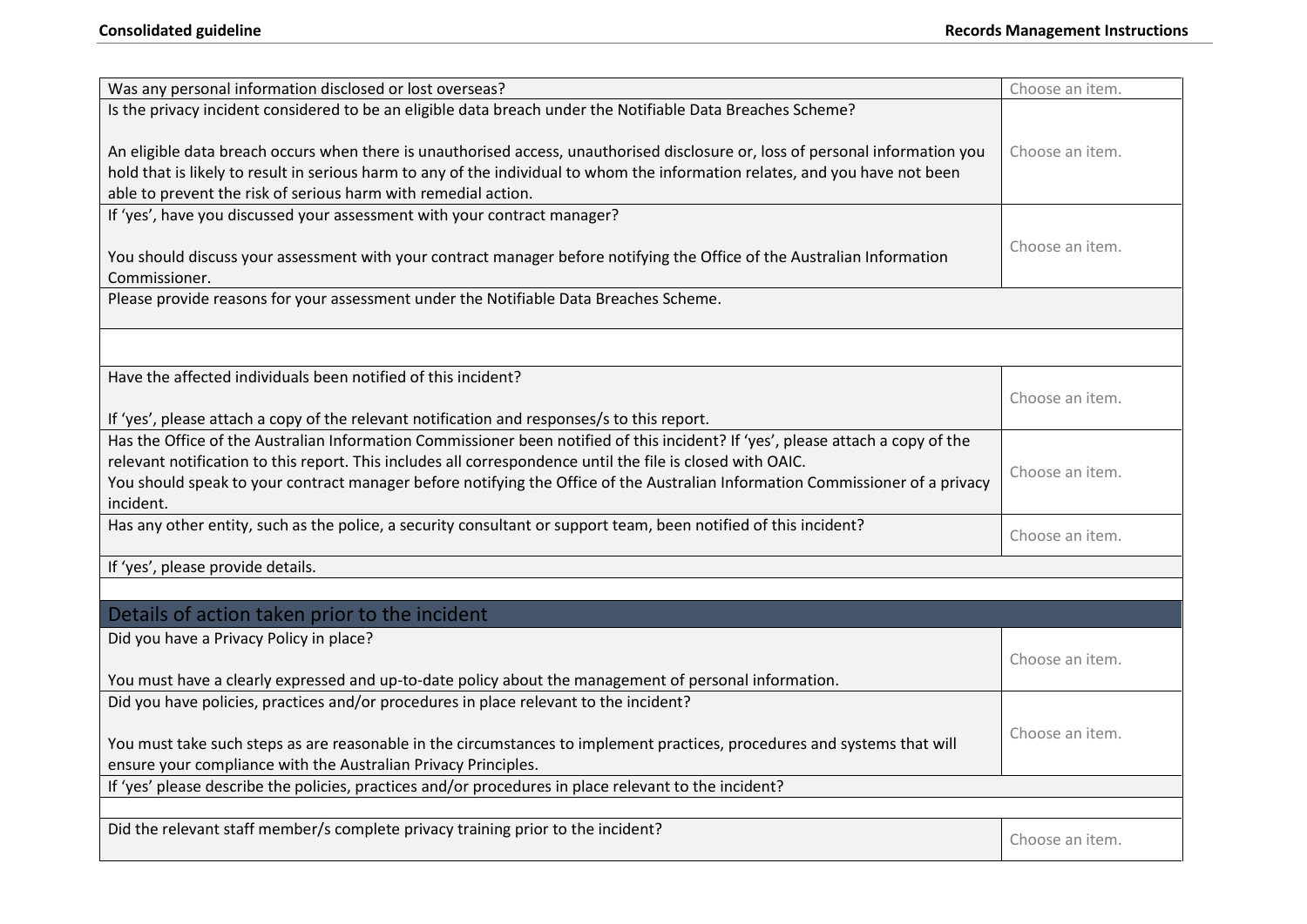| | |
|---|---|
| Was any personal information disclosed or lost overseas? | Choose an item. |
| Is the privacy incident considered to be an eligible data breach under the Notifiable Data Breaches Scheme?<br><br>An eligible data breach occurs when there is unauthorised access, unauthorised disclosure or, loss of personal information you hold that is likely to result in serious harm to any of the individual to whom the information relates, and you have not been able to prevent the risk of serious harm with remedial action. | Choose an item. |
| If 'yes', have you discussed your assessment with your contract manager?<br><br>You should discuss your assessment with your contract manager before notifying the Office of the Australian Information Commissioner. | Choose an item. |
| Please provide reasons for your assessment under the Notifiable Data Breaches Scheme. | |
| | |
| Have the affected individuals been notified of this incident?<br><br>If 'yes', please attach a copy of the relevant notification and responses/s to this report. | Choose an item. |
| Has the Office of the Australian Information Commissioner been notified of this incident? If 'yes', please attach a copy of the relevant notification to this report. This includes all correspondence until the file is closed with OAIC.<br>You should speak to your contract manager before notifying the Office of the Australian Information Commissioner of a privacy incident. | Choose an item. |
| Has any other entity, such as the police, a security consultant or support team, been notified of this incident? | Choose an item. |
| If 'yes', please provide details. | |
| | |
| **Details of action taken prior to the incident** | |
| Did you have a Privacy Policy in place?<br><br>You must have a clearly expressed and up-to-date policy about the management of personal information. | Choose an item. |
| Did you have policies, practices and/or procedures in place relevant to the incident?<br><br>You must take such steps as are reasonable in the circumstances to implement practices, procedures and systems that will ensure your compliance with the Australian Privacy Principles. | Choose an item. |
| If 'yes' please describe the policies, practices and/or procedures in place relevant to the incident? | |
| | |
| Did the relevant staff member/s complete privacy training prior to the incident? | Choose an item. |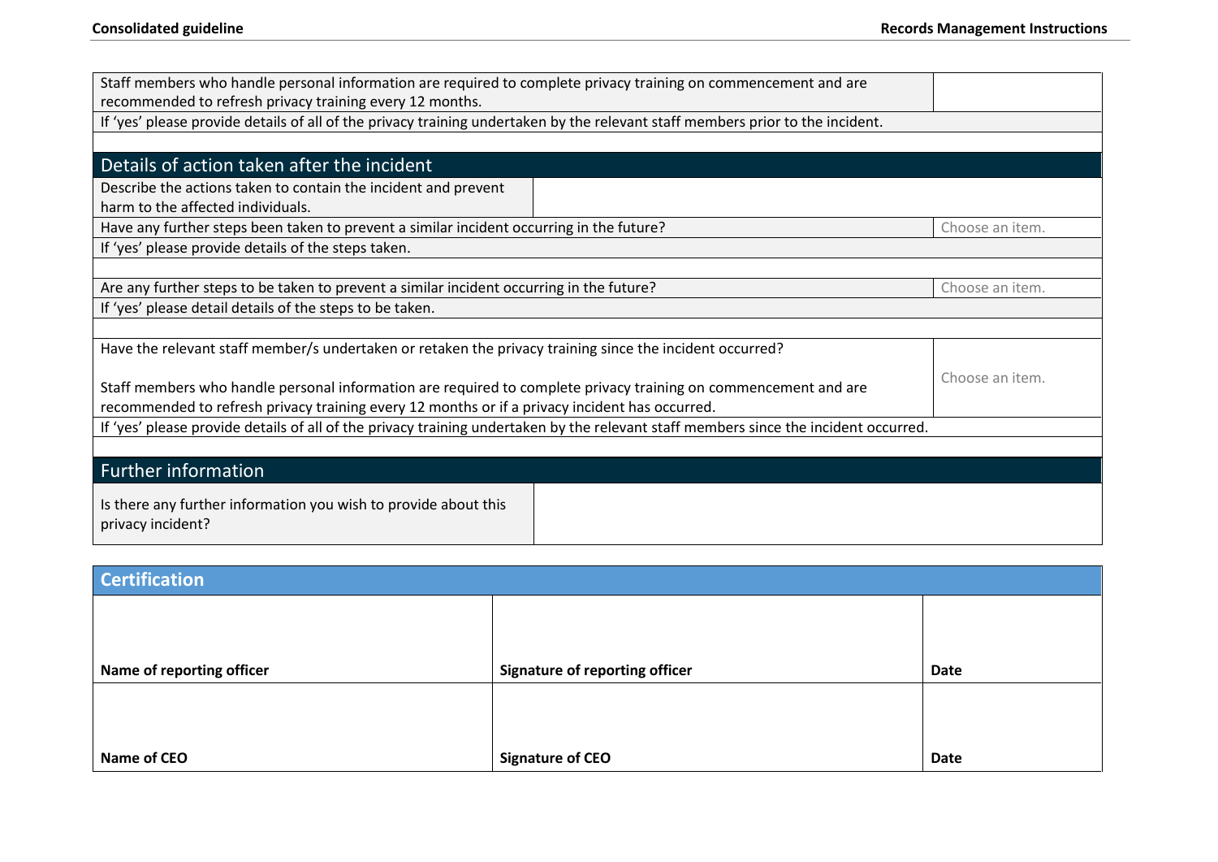| | |
|---|---|
| Staff members who handle personal information are required to complete privacy training on commencement and are recommended to refresh privacy training every 12 months. | |
| If 'yes' please provide details of all of the privacy training undertaken by the relevant staff members prior to the incident. | |
| | |

## Details of action taken after the incident

| | |
|---|---|
| Describe the actions taken to contain the incident and prevent harm to the affected individuals. | |
| Have any further steps been taken to prevent a similar incident occurring in the future? | Choose an item. |
| If 'yes' please provide details of the steps taken. | |
| | |
| Are any further steps to be taken to prevent a similar incident occurring in the future? | Choose an item. |
| If 'yes' please detail details of the steps to be taken. | |
| | |
| Have the relevant staff member/s undertaken or retaken the privacy training since the incident occurred?<br><br>Staff members who handle personal information are required to complete privacy training on commencement and are recommended to refresh privacy training every 12 months or if a privacy incident has occurred. | Choose an item. |
| If 'yes' please provide details of all of the privacy training undertaken by the relevant staff members since the incident occurred. | |
| | |

## Further information

| | |
|---|---|
| Is there any further information you wish to provide about this privacy incident? | |

## Certification

| | | |
|---|---|---|
| **Name of reporting officer** | **Signature of reporting officer** | **Date** |
| **Name of CEO** | **Signature of CEO** | **Date** |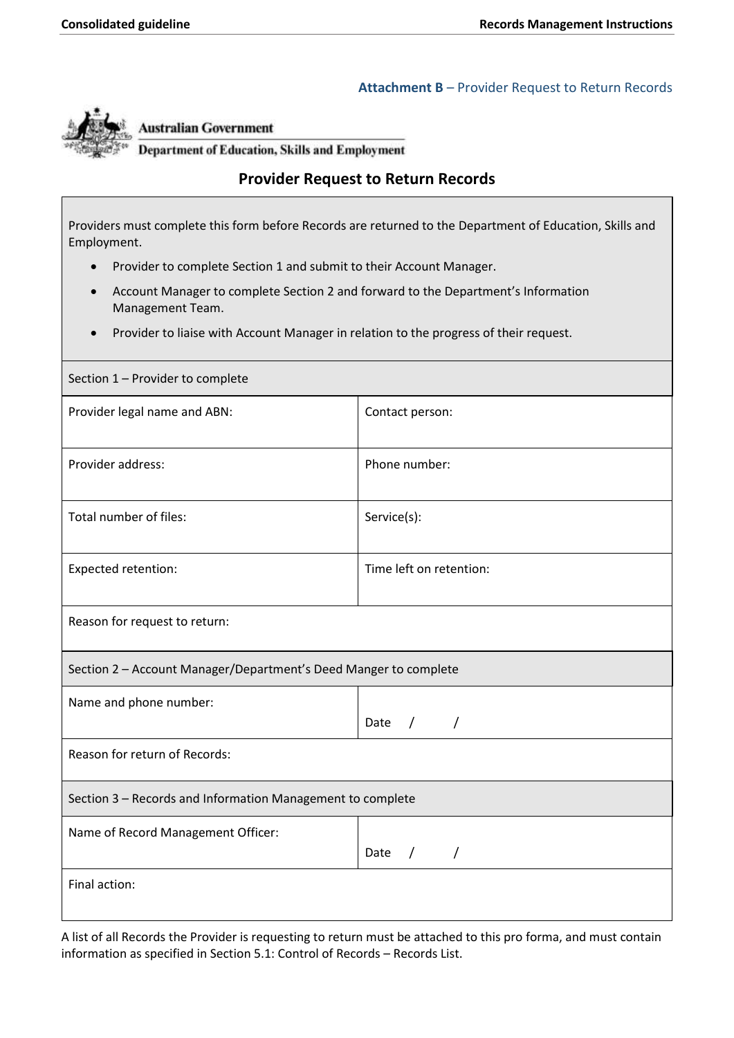**Attachment B** – Provider Request to Return Records

Australian Government
Department of Education, Skills and Employment

## Provider Request to Return Records

Providers must complete this form before Records are returned to the Department of Education, Skills and Employment.

- Provider to complete Section 1 and submit to their Account Manager.
- Account Manager to complete Section 2 and forward to the Department's Information Management Team.
- Provider to liaise with Account Manager in relation to the progress of their request.

| Section 1 – Provider to complete | |
|---|---|
| Provider legal name and ABN: | Contact person: |
| Provider address: | Phone number: |
| Total number of files: | Service(s): |
| Expected retention: | Time left on retention: |
| Reason for request to return: | |
| **Section 2 – Account Manager/Department's Deed Manger to complete** | |
| Name and phone number: | Date / / |
| Reason for return of Records: | |
| **Section 3 – Records and Information Management to complete** | |
| Name of Record Management Officer: | Date / / |
| Final action: | |

A list of all Records the Provider is requesting to return must be attached to this pro forma, and must contain information as specified in Section 5.1: Control of Records – Records List.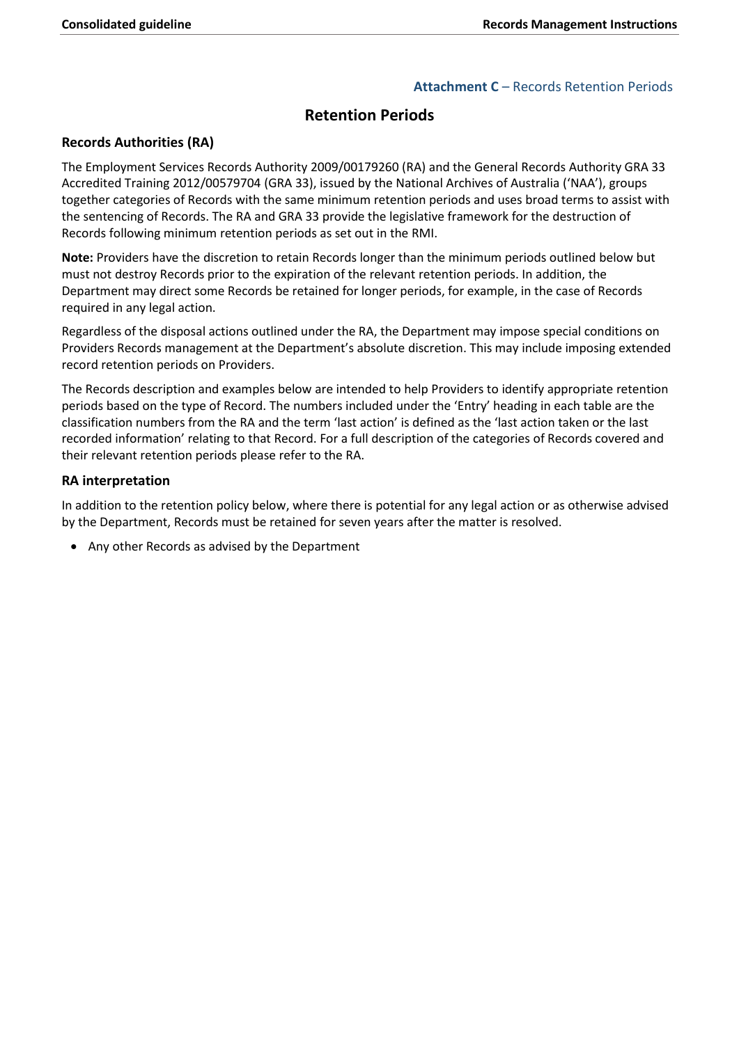**Attachment C** – Records Retention Periods

# Retention Periods

## Records Authorities (RA)

The Employment Services Records Authority 2009/00179260 (RA) and the General Records Authority GRA 33 Accredited Training 2012/00579704 (GRA 33), issued by the National Archives of Australia ('NAA'), groups together categories of Records with the same minimum retention periods and uses broad terms to assist with the sentencing of Records. The RA and GRA 33 provide the legislative framework for the destruction of Records following minimum retention periods as set out in the RMI.

**Note:** Providers have the discretion to retain Records longer than the minimum periods outlined below but must not destroy Records prior to the expiration of the relevant retention periods. In addition, the Department may direct some Records be retained for longer periods, for example, in the case of Records required in any legal action.

Regardless of the disposal actions outlined under the RA, the Department may impose special conditions on Providers Records management at the Department's absolute discretion. This may include imposing extended record retention periods on Providers.

The Records description and examples below are intended to help Providers to identify appropriate retention periods based on the type of Record. The numbers included under the 'Entry' heading in each table are the classification numbers from the RA and the term 'last action' is defined as the 'last action taken or the last recorded information' relating to that Record. For a full description of the categories of Records covered and their relevant retention periods please refer to the RA.

## RA interpretation

In addition to the retention policy below, where there is potential for any legal action or as otherwise advised by the Department, Records must be retained for seven years after the matter is resolved.

- Any other Records as advised by the Department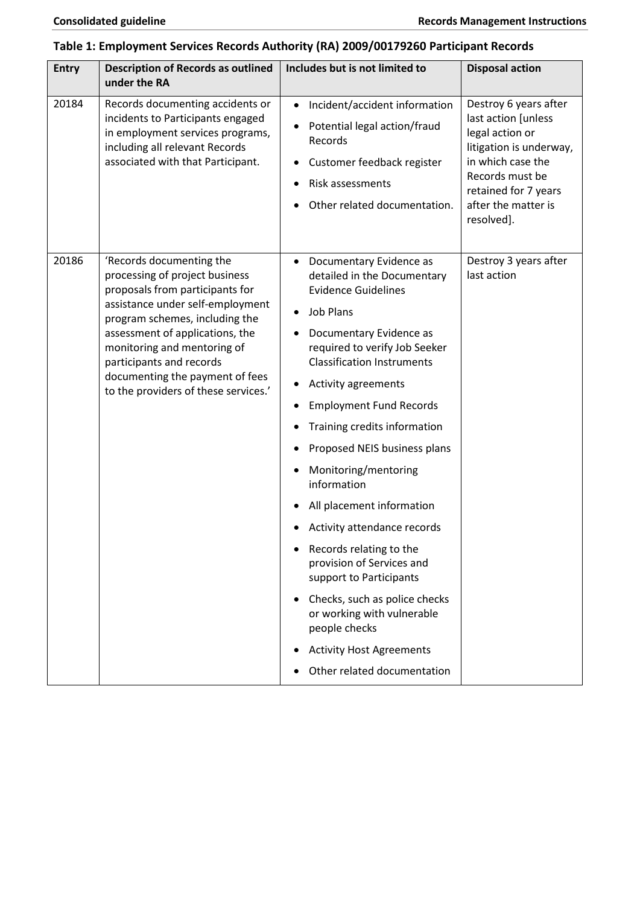**Table 1: Employment Services Records Authority (RA) 2009/00179260 Participant Records**

| Entry | Description of Records as outlined under the RA | Includes but is not limited to | Disposal action |
|---|---|---|---|
| 20184 | Records documenting accidents or incidents to Participants engaged in employment services programs, including all relevant Records associated with that Participant. | • Incident/accident information<br>• Potential legal action/fraud Records<br>• Customer feedback register<br>• Risk assessments<br>• Other related documentation. | Destroy 6 years after last action [unless legal action or litigation is underway, in which case the Records must be retained for 7 years after the matter is resolved]. |
| 20186 | 'Records documenting the processing of project business proposals from participants for assistance under self-employment program schemes, including the assessment of applications, the monitoring and mentoring of participants and records documenting the payment of fees to the providers of these services.' | • Documentary Evidence as detailed in the Documentary Evidence Guidelines<br>• Job Plans<br>• Documentary Evidence as required to verify Job Seeker Classification Instruments<br>• Activity agreements<br>• Employment Fund Records<br>• Training credits information<br>• Proposed NEIS business plans<br>• Monitoring/mentoring information<br>• All placement information<br>• Activity attendance records<br>• Records relating to the provision of Services and support to Participants<br>• Checks, such as police checks or working with vulnerable people checks<br>• Activity Host Agreements<br>• Other related documentation | Destroy 3 years after last action |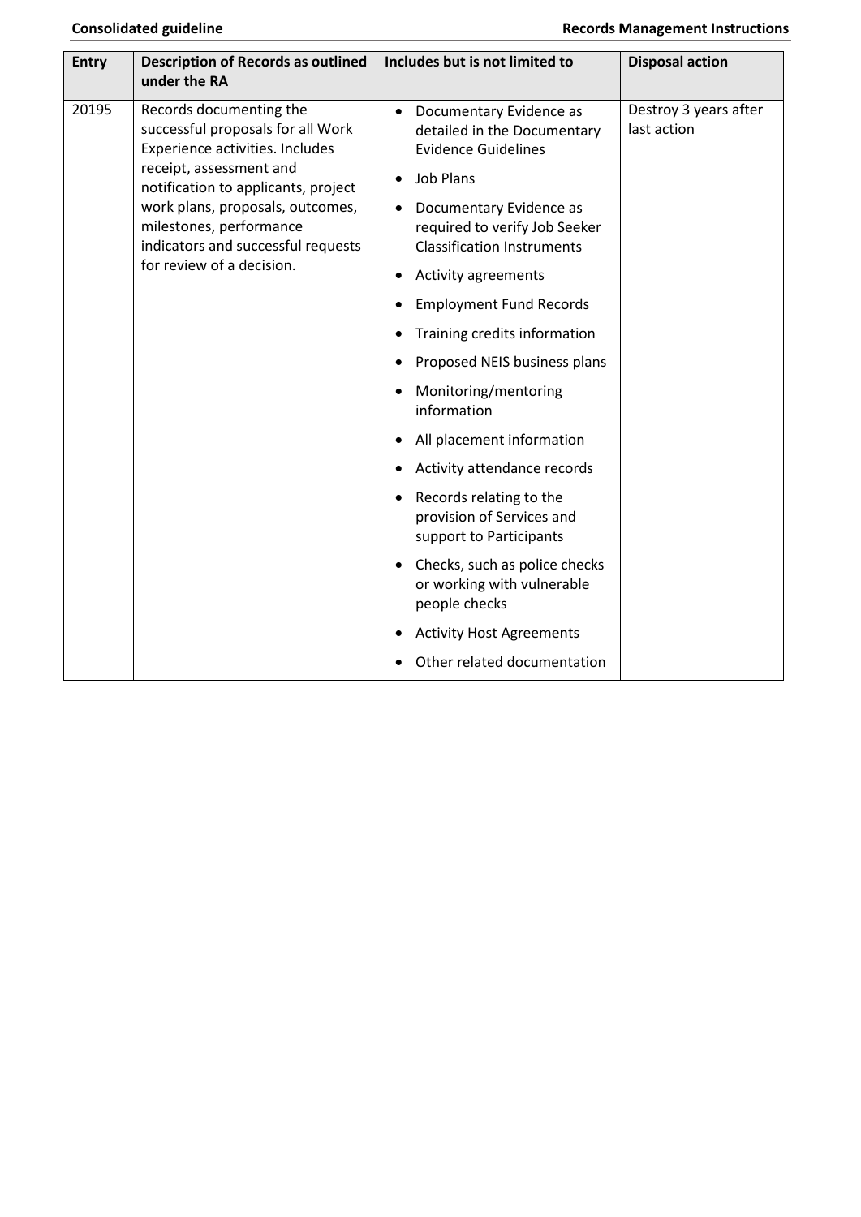| Entry | Description of Records as outlined under the RA | Includes but is not limited to | Disposal action |
|---|---|---|---|
| 20195 | Records documenting the successful proposals for all Work Experience activities. Includes receipt, assessment and notification to applicants, project work plans, proposals, outcomes, milestones, performance indicators and successful requests for review of a decision. | • Documentary Evidence as detailed in the Documentary Evidence Guidelines<br>• Job Plans<br>• Documentary Evidence as required to verify Job Seeker Classification Instruments<br>• Activity agreements<br>• Employment Fund Records<br>• Training credits information<br>• Proposed NEIS business plans<br>• Monitoring/mentoring information<br>• All placement information<br>• Activity attendance records<br>• Records relating to the provision of Services and support to Participants<br>• Checks, such as police checks or working with vulnerable people checks<br>• Activity Host Agreements<br>• Other related documentation | Destroy 3 years after last action |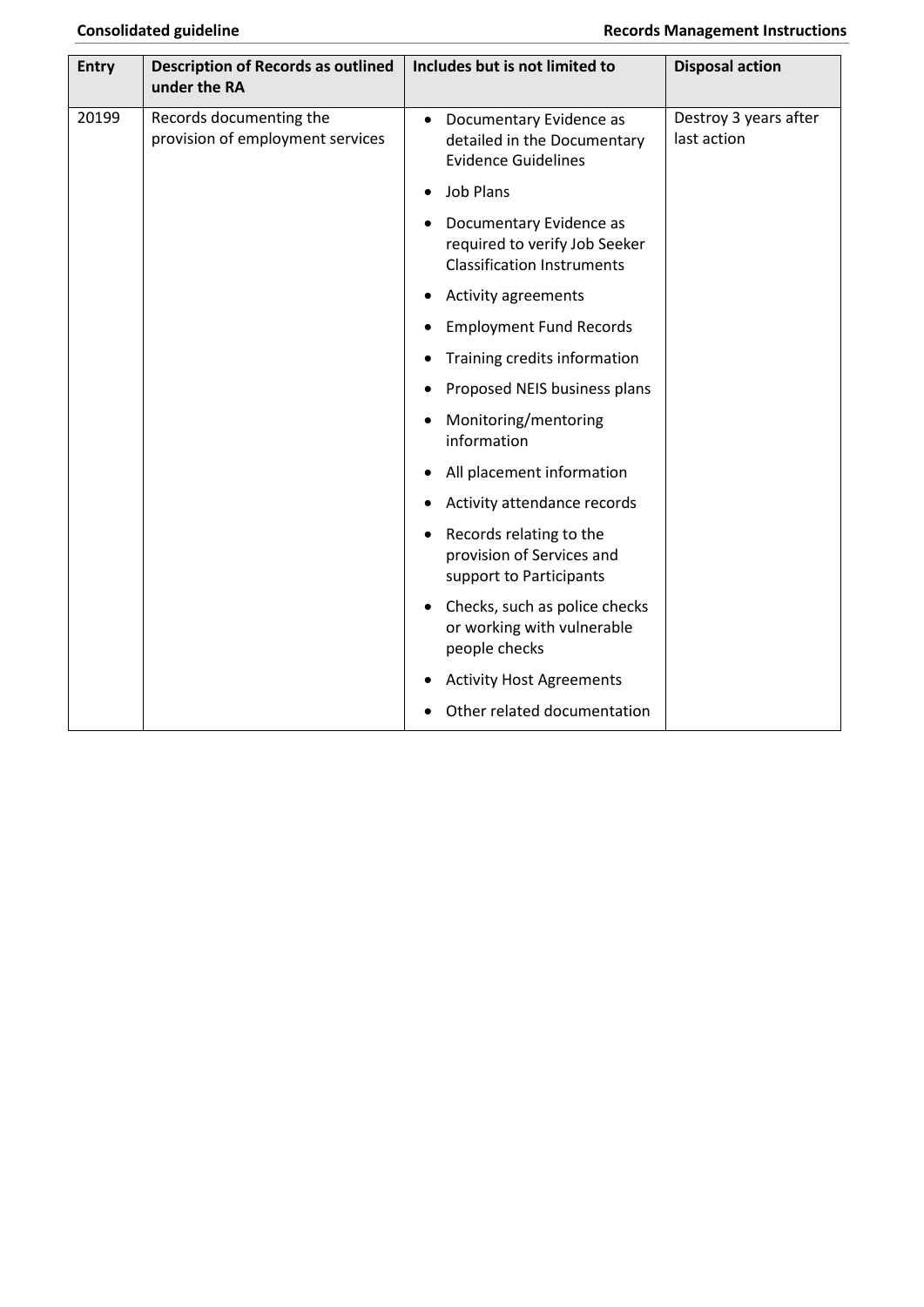| Entry | Description of Records as outlined under the RA | Includes but is not limited to | Disposal action |
|---|---|---|---|
| 20199 | Records documenting the provision of employment services | • Documentary Evidence as detailed in the Documentary Evidence Guidelines<br>• Job Plans<br>• Documentary Evidence as required to verify Job Seeker Classification Instruments<br>• Activity agreements<br>• Employment Fund Records<br>• Training credits information<br>• Proposed NEIS business plans<br>• Monitoring/mentoring information<br>• All placement information<br>• Activity attendance records<br>• Records relating to the provision of Services and support to Participants<br>• Checks, such as police checks or working with vulnerable people checks<br>• Activity Host Agreements<br>• Other related documentation | Destroy 3 years after last action |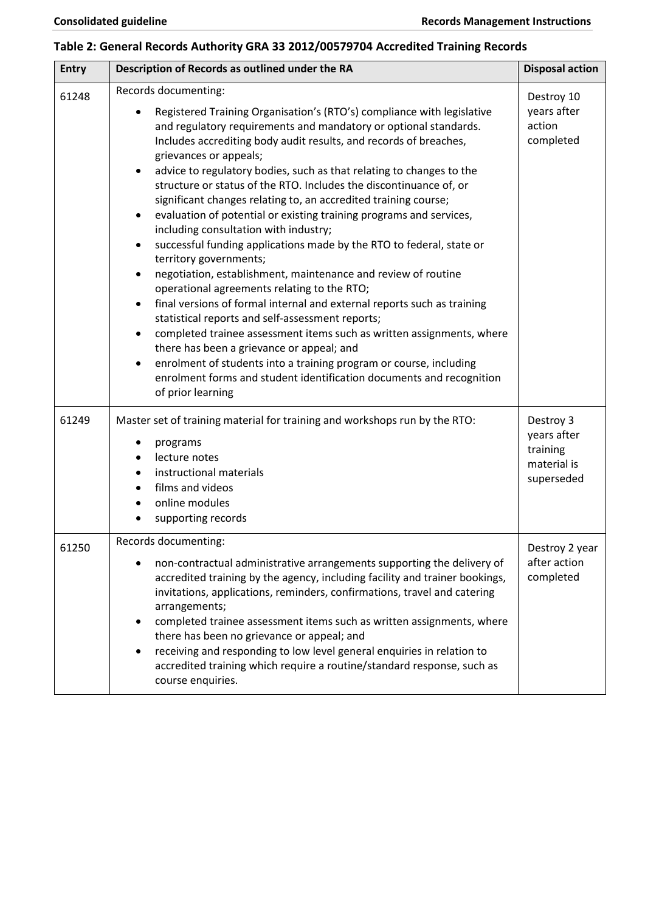**Table 2: General Records Authority GRA 33 2012/00579704 Accredited Training Records**

| Entry | Description of Records as outlined under the RA | Disposal action |
|---|---|---|
| 61248 | Records documenting:<br>• Registered Training Organisation's (RTO's) compliance with legislative and regulatory requirements and mandatory or optional standards. Includes accrediting body audit results, and records of breaches, grievances or appeals;<br>• advice to regulatory bodies, such as that relating to changes to the structure or status of the RTO. Includes the discontinuance of, or significant changes relating to, an accredited training course;<br>• evaluation of potential or existing training programs and services, including consultation with industry;<br>• successful funding applications made by the RTO to federal, state or territory governments;<br>• negotiation, establishment, maintenance and review of routine operational agreements relating to the RTO;<br>• final versions of formal internal and external reports such as training statistical reports and self-assessment reports;<br>• completed trainee assessment items such as written assignments, where there has been a grievance or appeal; and<br>• enrolment of students into a training program or course, including enrolment forms and student identification documents and recognition of prior learning | Destroy 10 years after action completed |
| 61249 | Master set of training material for training and workshops run by the RTO:<br>• programs<br>• lecture notes<br>• instructional materials<br>• films and videos<br>• online modules<br>• supporting records | Destroy 3 years after training material is superseded |
| 61250 | Records documenting:<br>• non-contractual administrative arrangements supporting the delivery of accredited training by the agency, including facility and trainer bookings, invitations, applications, reminders, confirmations, travel and catering arrangements;<br>• completed trainee assessment items such as written assignments, where there has been no grievance or appeal; and<br>• receiving and responding to low level general enquiries in relation to accredited training which require a routine/standard response, such as course enquiries. | Destroy 2 year after action completed |